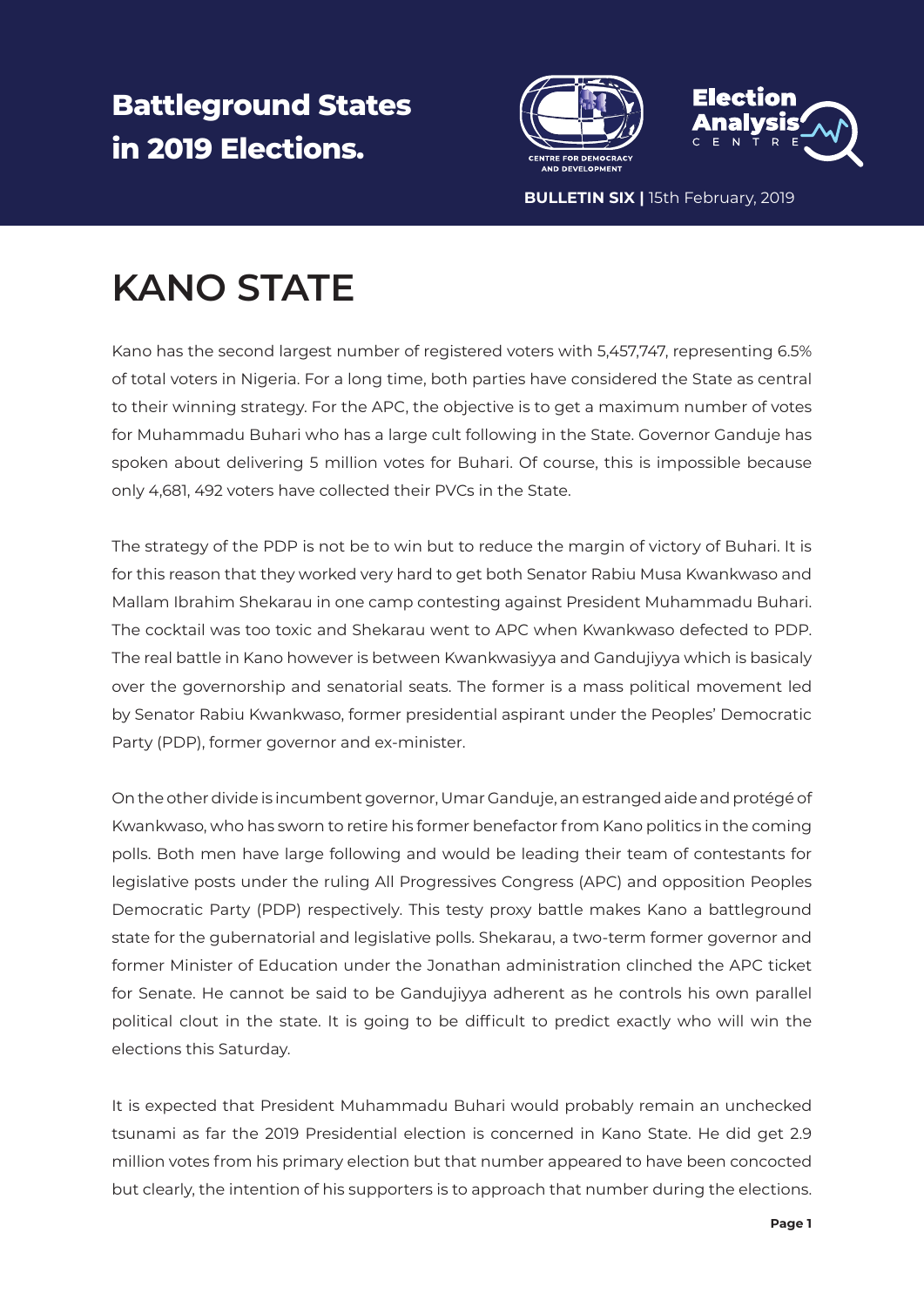# Battleground States in 2019 Elections.

CENTRE FOR DEMOCRACY AND DEVELOPMENT

Election Analysis CENTRE

**BULLETIN SIX |** 15th February, 2019

# KANO STATE

Kano has the second largest number of registered voters with 5,457,747, representing 6.5% of total voters in Nigeria. For a long time, both parties have considered the State as central to their winning strategy. For the APC, the objective is to get a maximum number of votes for Muhammadu Buhari who has a large cult following in the State. Governor Ganduje has spoken about delivering 5 million votes for Buhari. Of course, this is impossible because only 4,681, 492 voters have collected their PVCs in the State.

The strategy of the PDP is not be to win but to reduce the margin of victory of Buhari. It is for this reason that they worked very hard to get both Senator Rabiu Musa Kwankwaso and Mallam Ibrahim Shekarau in one camp contesting against President Muhammadu Buhari. The cocktail was too toxic and Shekarau went to APC when Kwankwaso defected to PDP. The real battle in Kano however is between Kwankwasiyya and Gandujiyya which is basicaly over the governorship and senatorial seats. The former is a mass political movement led by Senator Rabiu Kwankwaso, former presidential aspirant under the Peoples' Democratic Party (PDP), former governor and ex-minister.

On the other divide is incumbent governor, Umar Ganduje, an estranged aide and protégé of Kwankwaso, who has sworn to retire his former benefactor from Kano politics in the coming polls. Both men have large following and would be leading their team of contestants for legislative posts under the ruling All Progressives Congress (APC) and opposition Peoples Democratic Party (PDP) respectively. This testy proxy battle makes Kano a battleground state for the gubernatorial and legislative polls. Shekarau, a two-term former governor and former Minister of Education under the Jonathan administration clinched the APC ticket for Senate. He cannot be said to be Gandujiyya adherent as he controls his own parallel political clout in the state. It is going to be difficult to predict exactly who will win the elections this Saturday.

It is expected that President Muhammadu Buhari would probably remain an unchecked tsunami as far the 2019 Presidential election is concerned in Kano State. He did get 2.9 million votes from his primary election but that number appeared to have been concocted but clearly, the intention of his supporters is to approach that number during the elections.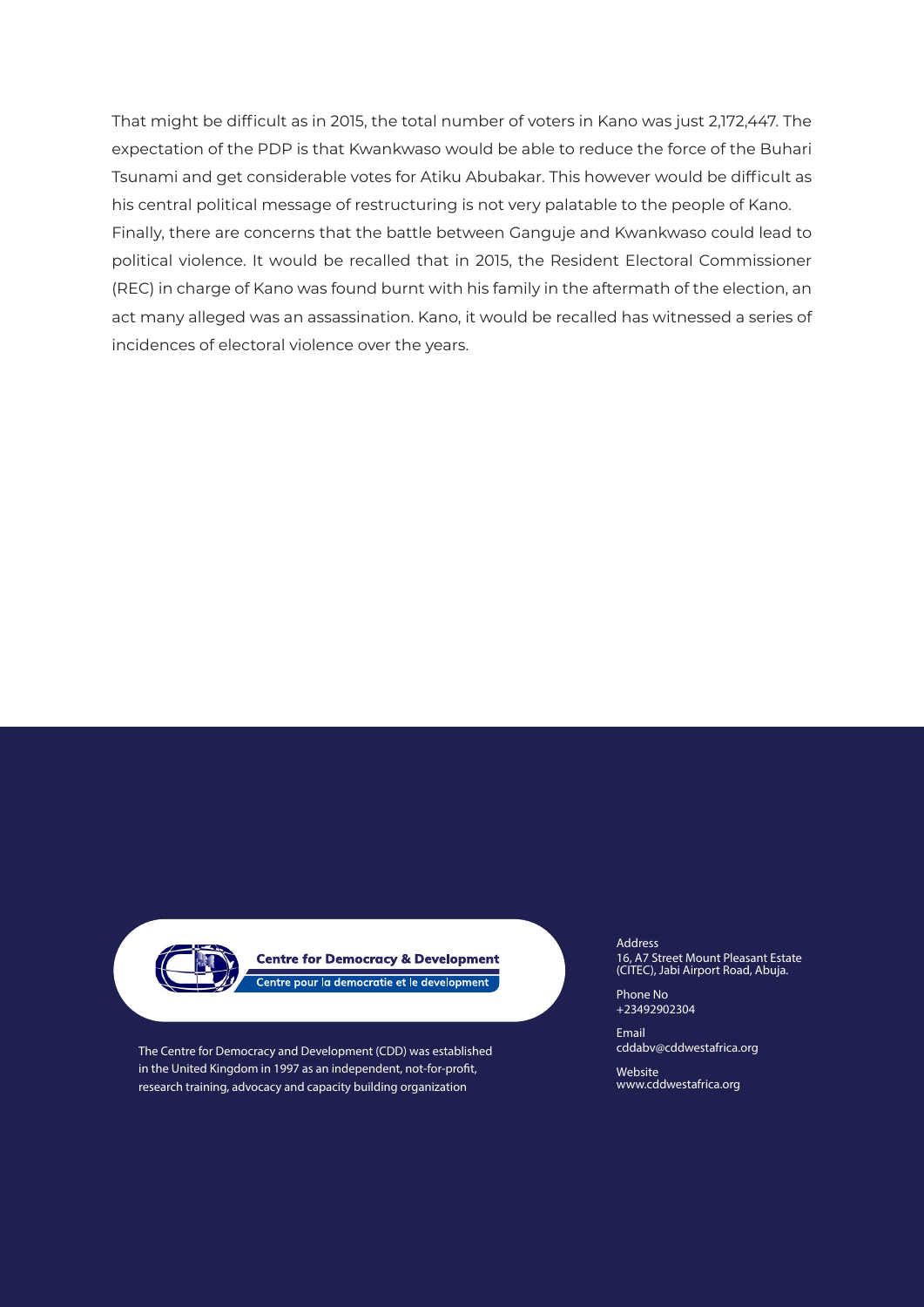That might be difficult as in 2015, the total number of voters in Kano was just 2,172,447. The expectation of the PDP is that Kwankwaso would be able to reduce the force of the Buhari Tsunami and get considerable votes for Atiku Abubakar. This however would be difficult as his central political message of restructuring is not very palatable to the people of Kano.

Finally, there are concerns that the battle between Ganguje and Kwankwaso could lead to political violence. It would be recalled that in 2015, the Resident Electoral Commissioner (REC) in charge of Kano was found burnt with his family in the aftermath of the election, an act many alleged was an assassination. Kano, it would be recalled has witnessed a series of incidences of electoral violence over the years.

**Centre for Democracy & Development**

Centre pour la democratie et le development

The Centre for Democracy and Development (CDD) was established in the United Kingdom in 1997 as an independent, not-for-profit, research training, advocacy and capacity building organization

Address
16, A7 Street Mount Pleasant Estate (CITEC), Jabi Airport Road, Abuja.

Phone No
+23492902304

Email
cddabv@cddwestafrica.org

Website
www.cddwestafrica.org